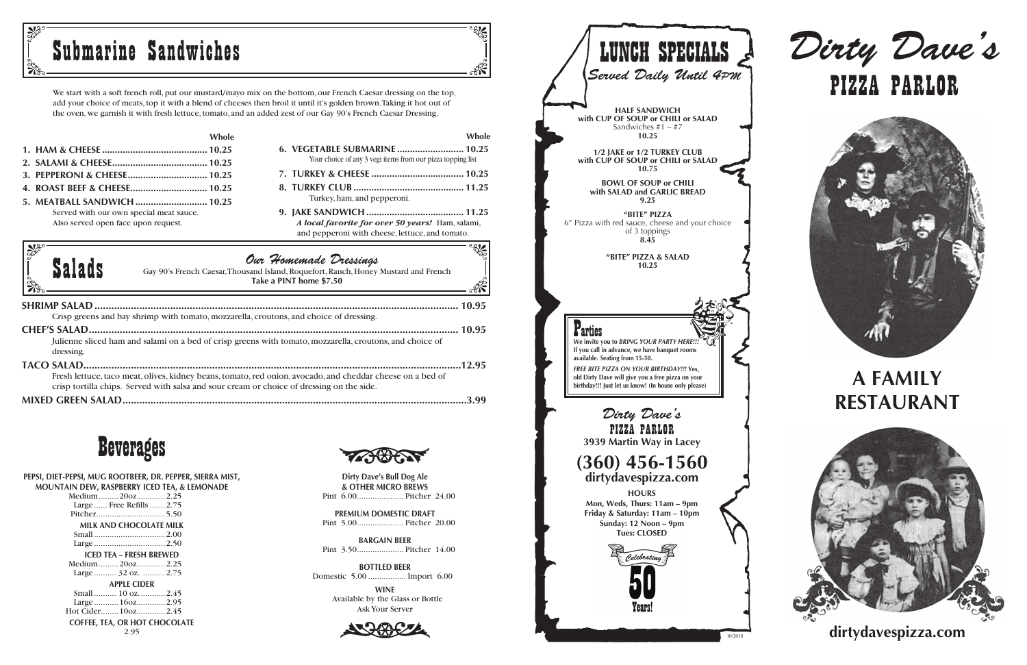## Submarine Sandwiches

We start with a soft french roll, put our mustard/mayo mix on the bottom, our French Caesar dressing on the top, add your choice of meats, top it with a blend of cheeses then broil it until it's golden brown. Taking it hot out of the oven, we garnish it with fresh lettuce, tomato, and an added zest of our Gay 90's French Caesar Dressing.

| | Whole |
|---|---|
| 1. HAM & CHEESE | 10.25 |
| 2. SALAMI & CHEESE | 10.25 |
| 3. PEPPERONI & CHEESE | 10.25 |
| 4. ROAST BEEF & CHEESE | 10.25 |
| 5. MEATBALL SANDWICH<br>Served with our own special meat sauce.<br>Also served open face upon request. | 10.25 |
| 6. VEGETABLE SUBMARINE<br>Your choice of any 3 vegi items from our pizza topping list | 10.25 |
| 7. TURKEY & CHEESE | 10.25 |
| 8. TURKEY CLUB<br>Turkey, ham, and pepperoni. | 11.25 |
| 9. JAKE SANDWICH<br>*A local favorite for over 50 years!* Ham, salami, and pepperoni with cheese, lettuce, and tomato. | 11.25 |

## Salads

*Our Homemade Dressings*

Gay 90's French Caesar, Thousand Island, Roquefort, Ranch, Honey Mustard and French

**Take a PINT home $7.50**

**SHRIMP SALAD** ........ 10.95
Crisp greens and bay shrimp with tomato, mozzarella, croutons, and choice of dressing.

**CHEF'S SALAD** ........ 10.95
Julienne sliced ham and salami on a bed of crisp greens with tomato, mozzarella, croutons, and choice of dressing.

**TACO SALAD** ........ 12.95
Fresh lettuce, taco meat, olives, kidney beans, tomato, red onion, avocado, and cheddar cheese on a bed of crisp tortilla chips. Served with salsa and sour cream or choice of dressing on the side.

**MIXED GREEN SALAD** ........ 3.99

## Beverages

**PEPSI, DIET-PEPSI, MUG ROOTBEER, DR. PEPPER, SIERRA MIST, MOUNTAIN DEW, RASPBERRY ICED TEA, & LEMONADE**
- Medium ......... 20oz ......... 2.25
- Large ...... Free Refills ...... 2.75
- Pitcher ......... 5.50

**MILK AND CHOCOLATE MILK**
- Small ......... 2.00
- Large ......... 2.50

**ICED TEA – FRESH BREWED**
- Medium ......... 20oz ......... 2.25
- Large ......... 32 oz. ......... 2.75

**APPLE CIDER**
- Small ......... 10 oz. ......... 2.45
- Large ......... 16oz ......... 2.95
- Hot Cider ......... 10oz ......... 2.45

**COFFEE, TEA, OR HOT CHOCOLATE**
2.95

**Dirty Dave's Bull Dog Ale & OTHER MICRO BREWS**
Pint 6.00 ......... Pitcher 24.00

**PREMIUM DOMESTIC DRAFT**
Pint 5.00 ......... Pitcher 20.00

**BARGAIN BEER**
Pint 3.50 ......... Pitcher 14.00

**BOTTLED BEER**
Domestic 5.00 ......... Import 6.00

**WINE**
Available by the Glass or Bottle
Ask Your Server

## LUNCH SPECIALS

*Served Daily Until 4PM*

**HALF SANDWICH with CUP OF SOUP or CHILI or SALAD**
Sandwiches #1 – #7
**10.25**

**1/2 JAKE or 1/2 TURKEY CLUB with CUP OF SOUP or CHILI or SALAD**
**10.75**

**BOWL OF SOUP or CHILI with SALAD and GARLIC BREAD**
**9.25**

**"BITE" PIZZA**
6" Pizza with red sauce, cheese and your choice of 3 toppings
**8.45**

**"BITE" PIZZA & SALAD**
**10.25**

### Parties

**We invite you to *BRING YOUR PARTY HERE!!!* If you call in advance, we have banquet rooms available. Seating from 15-50.**

***FREE BITE PIZZA ON YOUR BIRTHDAY!!!* Yes, old Dirty Dave will give you a free pizza on your birthday!!! Just let us know! (In house only please)**

*Dirty Dave's*
**PIZZA PARLOR**
**3939 Martin Way in Lacey**

**(360) 456-1560**
**dirtydavespizza.com**

**HOURS**
**Mon, Weds, Thurs: 11am – 9pm**
**Friday & Saturday: 11am – 10pm**
**Sunday: 12 Noon – 9pm**
**Tues: CLOSED**

*Celebrating* 50 Years!

10/2018

# *Dirty Dave's* PIZZA PARLOR

## A FAMILY RESTAURANT

**dirtydavespizza.com**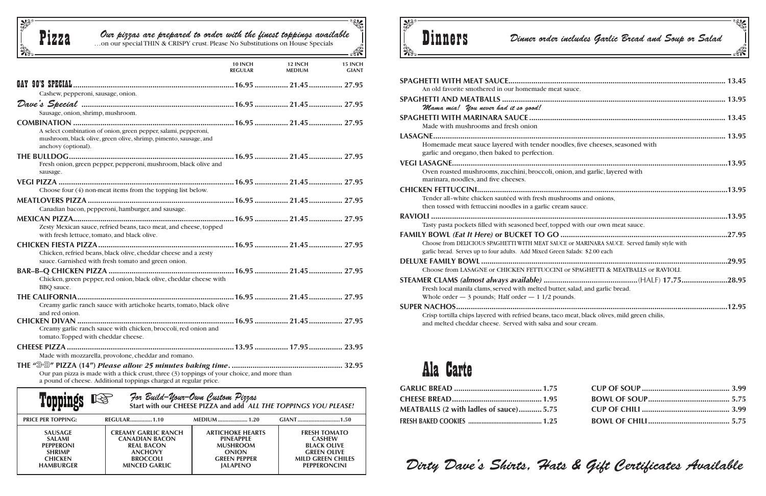# Pizza

*Our pizzas are prepared to order with the finest toppings available*
…on our special THIN & CRISPY crust. Please No Substitutions on House Specials

| | 10 INCH REGULAR | 12 INCH MEDIUM | 15 INCH GIANT |
|---|---|---|---|
| **GAY 90'S SPECIAL** Cashew, pepperoni, sausage, onion. | 16.95 | 21.45 | 27.95 |
| ***Dave's Special*** Sausage, onion, shrimp, mushroom. | 16.95 | 21.45 | 27.95 |
| **COMBINATION** A select combination of onion, green pepper, salami, pepperoni, mushroom, black olive, green olive, shrimp, pimento, sausage, and anchovy (optional). | 16.95 | 21.45 | 27.95 |
| **THE BULLDOG** Fresh onion, green pepper, pepperoni, mushroom, black olive and sausage. | 16.95 | 21.45 | 27.95 |
| **VEGI PIZZA** Choose four (4) non-meat items from the topping list below. | 16.95 | 21.45 | 27.95 |
| **MEATLOVERS PIZZA** Canadian bacon, pepperoni, hamburger, and sausage. | 16.95 | 21.45 | 27.95 |
| **MEXICAN PIZZA** Zesty Mexican sauce, refried beans, taco meat, and cheese, topped with fresh lettuce, tomato, and black olive. | 16.95 | 21.45 | 27.95 |
| **CHICKEN FIESTA PIZZA** Chicken, refried beans, black olive, cheddar cheese and a zesty sauce. Garnished with fresh tomato and green onion. | 16.95 | 21.45 | 27.95 |
| **BAR–B–Q CHICKEN PIZZA** Chicken, green pepper, red onion, black olive, cheddar cheese with BBQ sauce. | 16.95 | 21.45 | 27.95 |
| **THE CALIFORNIA** Creamy garlic ranch sauce with artichoke hearts, tomato, black olive and red onion. | 16.95 | 21.45 | 27.95 |
| **CHICKEN DIVAN** Creamy garlic ranch sauce with chicken, broccoli, red onion and tomato. Topped with cheddar cheese. | 16.95 | 21.45 | 27.95 |
| **CHEESE PIZZA** Made with mozzarella, provolone, cheddar and romano. | 13.95 | 17.95 | 23.95 |

**THE "3-D" PIZZA (14")** *Please allow 25 minutes baking time.* .......... 32.95
Our pan pizza is made with a thick crust, three (3) toppings of your choice, and more than a pound of cheese. Additional toppings charged at regular price.

## Toppings

*For Build–Your–Own Custom Pizzas*
**Start with our CHEESE PIZZA and add** ***ALL THE TOPPINGS YOU PLEASE!***

| PRICE PER TOPPING: | REGULAR 1.10 | MEDIUM 1.20 | GIANT 1.50 |
|---|---|---|---|
| SAUSAGE | CREAMY GARLIC RANCH | ARTICHOKE HEARTS | FRESH TOMATO |
| SALAMI | CANADIAN BACON | PINEAPPLE | CASHEW |
| PEPPERONI | REAL BACON | MUSHROOM | BLACK OLIVE |
| SHRIMP | ANCHOVY | ONION | GREEN OLIVE |
| CHICKEN | BROCCOLI | GREEN PEPPER | MILD GREEN CHILES |
| HAMBURGER | MINCED GARLIC | JALAPENO | PEPPERONCINI |

# Dinners

*Dinner order includes Garlic Bread and Soup or Salad*

**SPAGHETTI WITH MEAT SAUCE** .......... 13.45
An old favorite smothered in our homemade meat sauce.

**SPAGHETTI AND MEATBALLS** .......... 13.95
*Mama mia! You never had it so good!*

**SPAGHETTI WITH MARINARA SAUCE** .......... 13.45
Made with mushrooms and fresh onion

**LASAGNE** .......... 13.95
Homemade meat sauce layered with tender noodles, five cheeses, seasoned with garlic and oregano, then baked to perfection.

**VEGI LASAGNE** .......... 13.95
Oven roasted mushrooms, zucchini, broccoli, onion, and garlic, layered with marinara, noodles, and five cheeses.

**CHICKEN FETTUCCINI** .......... 13.95
Tender all–white chicken sautéed with fresh mushrooms and onions, then tossed with fettuccini noodles in a garlic cream sauce.

**RAVIOLI** .......... 13.95
Tasty pasta pockets filled with seasoned beef, topped with our own meat sauce.

**FAMILY BOWL *(Eat It Here)* or BUCKET TO GO** .......... 27.95
Choose from DELICIOUS SPAGHETTI WITH MEAT SAUCE or MARINARA SAUCE. Served family style with garlic bread. Serves up to four adults. Add Mixed Green Salads: $2.00 each

**DELUXE FAMILY BOWL** .......... 29.95
Choose from LASAGNE or CHICKEN FETTUCCINI or SPAGHETTI & MEATBALLS or RAVIOLI.

**STEAMER CLAMS *(almost always available)*** .......... (HALF) **17.75** .......... **28.95**
Fresh local manila clams, served with melted butter, salad, and garlic bread.
Whole order — 3 pounds; Half order — 1 1/2 pounds.

**SUPER NACHOS** .......... 12.95
Crisp tortilla chips layered with refried beans, taco meat, black olives, mild green chilis, and melted cheddar cheese. Served with salsa and sour cream.

# Ala Carte

| | | | |
|---|---|---|---|
| **GARLIC BREAD** | 1.75 | **CUP OF SOUP** | 3.99 |
| **CHEESE BREAD** | 1.95 | **BOWL OF SOUP** | 5.75 |
| **MEATBALLS (2 with ladles of sauce)** | 5.75 | **CUP OF CHILI** | 3.99 |
| **FRESH BAKED COOKIES** | 1.25 | **BOWL OF CHILI** | 5.75 |

*Dirty Dave's Shirts, Hats & Gift Certificates Available*